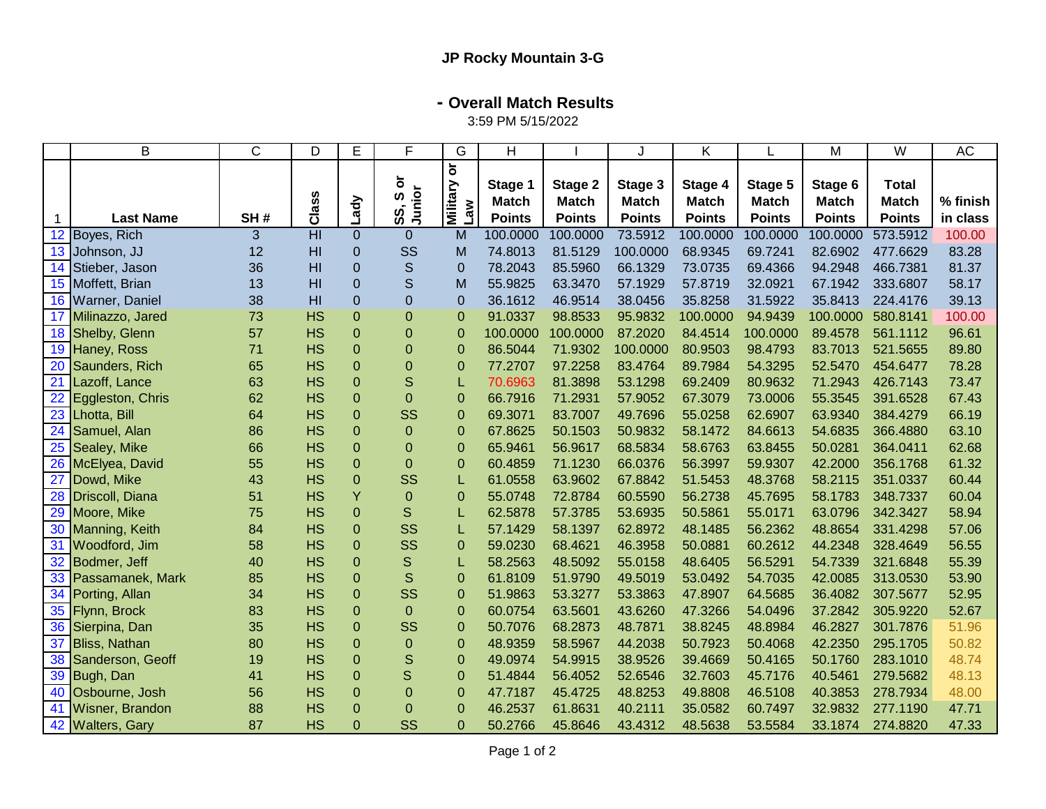# JP Rocky Mountain 3-G

## - Overall Match Results

3:59 PM 5/15/2022

| | B | C | D | E | F | G | H | I | J | K | L | M | W | AC |
|---|---|---|---|---|---|---|---|---|---|---|---|---|---|---|
| 1 | Last Name | SH # | Class | Lady | SS, S or Junior | Military or Law | Stage 1 Match Points | Stage 2 Match Points | Stage 3 Match Points | Stage 4 Match Points | Stage 5 Match Points | Stage 6 Match Points | Total Match Points | % finish in class |
| 12 | Boyes, Rich | 3 | HI | 0 | 0 | M | 100.0000 | 100.0000 | 73.5912 | 100.0000 | 100.0000 | 100.0000 | 573.5912 | 100.00 |
| 13 | Johnson, JJ | 12 | HI | 0 | SS | M | 74.8013 | 81.5129 | 100.0000 | 68.9345 | 69.7241 | 82.6902 | 477.6629 | 83.28 |
| 14 | Stieber, Jason | 36 | HI | 0 | S | 0 | 78.2043 | 85.5960 | 66.1329 | 73.0735 | 69.4366 | 94.2948 | 466.7381 | 81.37 |
| 15 | Moffett, Brian | 13 | HI | 0 | S | M | 55.9825 | 63.3470 | 57.1929 | 57.8719 | 32.0921 | 67.1942 | 333.6807 | 58.17 |
| 16 | Warner, Daniel | 38 | HI | 0 | 0 | 0 | 36.1612 | 46.9514 | 38.0456 | 35.8258 | 31.5922 | 35.8413 | 224.4176 | 39.13 |
| 17 | Milinazzo, Jared | 73 | HS | 0 | 0 | 0 | 91.0337 | 98.8533 | 95.9832 | 100.0000 | 94.9439 | 100.0000 | 580.8141 | 100.00 |
| 18 | Shelby, Glenn | 57 | HS | 0 | 0 | 0 | 100.0000 | 100.0000 | 87.2020 | 84.4514 | 100.0000 | 89.4578 | 561.1112 | 96.61 |
| 19 | Haney, Ross | 71 | HS | 0 | 0 | 0 | 86.5044 | 71.9302 | 100.0000 | 80.9503 | 98.4793 | 83.7013 | 521.5655 | 89.80 |
| 20 | Saunders, Rich | 65 | HS | 0 | 0 | 0 | 77.2707 | 97.2258 | 83.4764 | 89.7984 | 54.3295 | 52.5470 | 454.6477 | 78.28 |
| 21 | Lazoff, Lance | 63 | HS | 0 | S | L | 70.6963 | 81.3898 | 53.1298 | 69.2409 | 80.9632 | 71.2943 | 426.7143 | 73.47 |
| 22 | Eggleston, Chris | 62 | HS | 0 | 0 | 0 | 66.7916 | 71.2931 | 57.9052 | 67.3079 | 73.0006 | 55.3545 | 391.6528 | 67.43 |
| 23 | Lhotta, Bill | 64 | HS | 0 | SS | 0 | 69.3071 | 83.7007 | 49.7696 | 55.0258 | 62.6907 | 63.9340 | 384.4279 | 66.19 |
| 24 | Samuel, Alan | 86 | HS | 0 | 0 | 0 | 67.8625 | 50.1503 | 50.9832 | 58.1472 | 84.6613 | 54.6835 | 366.4880 | 63.10 |
| 25 | Sealey, Mike | 66 | HS | 0 | 0 | 0 | 65.9461 | 56.9617 | 68.5834 | 58.6763 | 63.8455 | 50.0281 | 364.0411 | 62.68 |
| 26 | McElyea, David | 55 | HS | 0 | 0 | 0 | 60.4859 | 71.1230 | 66.0376 | 56.3997 | 59.9307 | 42.2000 | 356.1768 | 61.32 |
| 27 | Dowd, Mike | 43 | HS | 0 | SS | L | 61.0558 | 63.9602 | 67.8842 | 51.5453 | 48.3768 | 58.2115 | 351.0337 | 60.44 |
| 28 | Driscoll, Diana | 51 | HS | Y | 0 | 0 | 55.0748 | 72.8784 | 60.5590 | 56.2738 | 45.7695 | 58.1783 | 348.7337 | 60.04 |
| 29 | Moore, Mike | 75 | HS | 0 | S | L | 62.5878 | 57.3785 | 53.6935 | 50.5861 | 55.0171 | 63.0796 | 342.3427 | 58.94 |
| 30 | Manning, Keith | 84 | HS | 0 | SS | L | 57.1429 | 58.1397 | 62.8972 | 48.1485 | 56.2362 | 48.8654 | 331.4298 | 57.06 |
| 31 | Woodford, Jim | 58 | HS | 0 | SS | 0 | 59.0230 | 68.4621 | 46.3958 | 50.0881 | 60.2612 | 44.2348 | 328.4649 | 56.55 |
| 32 | Bodmer, Jeff | 40 | HS | 0 | S | L | 58.2563 | 48.5092 | 55.0158 | 48.6405 | 56.5291 | 54.7339 | 321.6848 | 55.39 |
| 33 | Passamanek, Mark | 85 | HS | 0 | S | 0 | 61.8109 | 51.9790 | 49.5019 | 53.0492 | 54.7035 | 42.0085 | 313.0530 | 53.90 |
| 34 | Porting, Allan | 34 | HS | 0 | SS | 0 | 51.9863 | 53.3277 | 53.3863 | 47.8907 | 64.5685 | 36.4082 | 307.5677 | 52.95 |
| 35 | Flynn, Brock | 83 | HS | 0 | 0 | 0 | 60.0754 | 63.5601 | 43.6620 | 47.3266 | 54.0496 | 37.2842 | 305.9220 | 52.67 |
| 36 | Sierpina, Dan | 35 | HS | 0 | SS | 0 | 50.7076 | 68.2873 | 48.7871 | 38.8245 | 48.8984 | 46.2827 | 301.7876 | 51.96 |
| 37 | Bliss, Nathan | 80 | HS | 0 | 0 | 0 | 48.9359 | 58.5967 | 44.2038 | 50.7923 | 50.4068 | 42.2350 | 295.1705 | 50.82 |
| 38 | Sanderson, Geoff | 19 | HS | 0 | S | 0 | 49.0974 | 54.9915 | 38.9526 | 39.4669 | 50.4165 | 50.1760 | 283.1010 | 48.74 |
| 39 | Bugh, Dan | 41 | HS | 0 | S | 0 | 51.4844 | 56.4052 | 52.6546 | 32.7603 | 45.7176 | 40.5461 | 279.5682 | 48.13 |
| 40 | Osbourne, Josh | 56 | HS | 0 | 0 | 0 | 47.7187 | 45.4725 | 48.8253 | 49.8808 | 46.5108 | 40.3853 | 278.7934 | 48.00 |
| 41 | Wisner, Brandon | 88 | HS | 0 | 0 | 0 | 46.2537 | 61.8631 | 40.2111 | 35.0582 | 60.7497 | 32.9832 | 277.1190 | 47.71 |
| 42 | Walters, Gary | 87 | HS | 0 | SS | 0 | 50.2766 | 45.8646 | 43.4312 | 48.5638 | 53.5584 | 33.1874 | 274.8820 | 47.33 |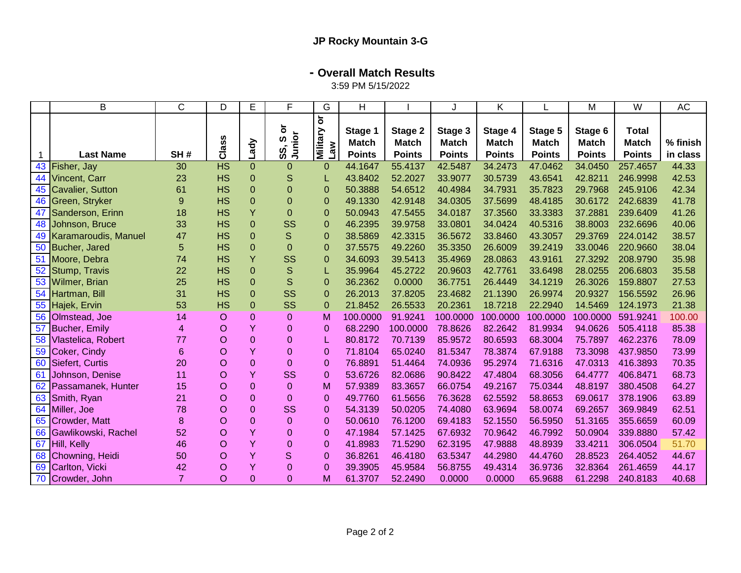**JP Rocky Mountain 3-G**

## - Overall Match Results

3:59 PM 5/15/2022

| | B | C | D | E | F | G | H | I | J | K | L | M | W | AC |
|---|---|---|---|---|---|---|---|---|---|---|---|---|---|---|
| 1 | Last Name | SH # | Class | Lady | SS, S or Junior | Military or Law | Stage 1 Match Points | Stage 2 Match Points | Stage 3 Match Points | Stage 4 Match Points | Stage 5 Match Points | Stage 6 Match Points | Total Match Points | % finish in class |
| 43 | Fisher, Jay | 30 | HS | 0 | 0 | 0 | 44.1647 | 55.4137 | 42.5487 | 34.2473 | 47.0462 | 34.0450 | 257.4657 | 44.33 |
| 44 | Vincent, Carr | 23 | HS | 0 | S | L | 43.8402 | 52.2027 | 33.9077 | 30.5739 | 43.6541 | 42.8211 | 246.9998 | 42.53 |
| 45 | Cavalier, Sutton | 61 | HS | 0 | 0 | 0 | 50.3888 | 54.6512 | 40.4984 | 34.7931 | 35.7823 | 29.7968 | 245.9106 | 42.34 |
| 46 | Green, Stryker | 9 | HS | 0 | 0 | 0 | 49.1330 | 42.9148 | 34.0305 | 37.5699 | 48.4185 | 30.6172 | 242.6839 | 41.78 |
| 47 | Sanderson, Erinn | 18 | HS | Y | 0 | 0 | 50.0943 | 47.5455 | 34.0187 | 37.3560 | 33.3383 | 37.2881 | 239.6409 | 41.26 |
| 48 | Johnson, Bruce | 33 | HS | 0 | SS | 0 | 46.2395 | 39.9758 | 33.0801 | 34.0424 | 40.5316 | 38.8003 | 232.6696 | 40.06 |
| 49 | Karamaroudis, Manuel | 47 | HS | 0 | S | 0 | 38.5869 | 42.3315 | 36.5672 | 33.8460 | 43.3057 | 29.3769 | 224.0142 | 38.57 |
| 50 | Bucher, Jared | 5 | HS | 0 | 0 | 0 | 37.5575 | 49.2260 | 35.3350 | 26.6009 | 39.2419 | 33.0046 | 220.9660 | 38.04 |
| 51 | Moore, Debra | 74 | HS | Y | SS | 0 | 34.6093 | 39.5413 | 35.4969 | 28.0863 | 43.9161 | 27.3292 | 208.9790 | 35.98 |
| 52 | Stump, Travis | 22 | HS | 0 | S | L | 35.9964 | 45.2722 | 20.9603 | 42.7761 | 33.6498 | 28.0255 | 206.6803 | 35.58 |
| 53 | Wilmer, Brian | 25 | HS | 0 | S | 0 | 36.2362 | 0.0000 | 36.7751 | 26.4449 | 34.1219 | 26.3026 | 159.8807 | 27.53 |
| 54 | Hartman, Bill | 31 | HS | 0 | SS | 0 | 26.2013 | 37.8205 | 23.4682 | 21.1390 | 26.9974 | 20.9327 | 156.5592 | 26.96 |
| 55 | Hajek, Ervin | 53 | HS | 0 | SS | 0 | 21.8452 | 26.5533 | 20.2361 | 18.7218 | 22.2940 | 14.5469 | 124.1973 | 21.38 |
| 56 | Olmstead, Joe | 14 | O | 0 | 0 | M | 100.0000 | 91.9241 | 100.0000 | 100.0000 | 100.0000 | 100.0000 | 591.9241 | 100.00 |
| 57 | Bucher, Emily | 4 | O | Y | 0 | 0 | 68.2290 | 100.0000 | 78.8626 | 82.2642 | 81.9934 | 94.0626 | 505.4118 | 85.38 |
| 58 | Vlastelica, Robert | 77 | O | 0 | 0 | L | 80.8172 | 70.7139 | 85.9572 | 80.6593 | 68.3004 | 75.7897 | 462.2376 | 78.09 |
| 59 | Coker, Cindy | 6 | O | Y | 0 | 0 | 71.8104 | 65.0240 | 81.5347 | 78.3874 | 67.9188 | 73.3098 | 437.9850 | 73.99 |
| 60 | Siefert, Curtis | 20 | O | 0 | 0 | 0 | 76.8891 | 51.4464 | 74.0936 | 95.2974 | 71.6316 | 47.0313 | 416.3893 | 70.35 |
| 61 | Johnson, Denise | 11 | O | Y | SS | 0 | 53.6726 | 82.0686 | 90.8422 | 47.4804 | 68.3056 | 64.4777 | 406.8471 | 68.73 |
| 62 | Passamanek, Hunter | 15 | O | 0 | 0 | M | 57.9389 | 83.3657 | 66.0754 | 49.2167 | 75.0344 | 48.8197 | 380.4508 | 64.27 |
| 63 | Smith, Ryan | 21 | O | 0 | 0 | 0 | 49.7760 | 61.5656 | 76.3628 | 62.5592 | 58.8653 | 69.0617 | 378.1906 | 63.89 |
| 64 | Miller, Joe | 78 | O | 0 | SS | 0 | 54.3139 | 50.0205 | 74.4080 | 63.9694 | 58.0074 | 69.2657 | 369.9849 | 62.51 |
| 65 | Crowder, Matt | 8 | O | 0 | 0 | 0 | 50.0610 | 76.1200 | 69.4183 | 52.1550 | 56.5950 | 51.3165 | 355.6659 | 60.09 |
| 66 | Gawlikowski, Rachel | 52 | O | Y | 0 | 0 | 47.1984 | 57.1425 | 67.6932 | 70.9642 | 46.7992 | 50.0904 | 339.8880 | 57.42 |
| 67 | Hill, Kelly | 46 | O | Y | 0 | 0 | 41.8983 | 71.5290 | 62.3195 | 47.9888 | 48.8939 | 33.4211 | 306.0504 | 51.70 |
| 68 | Chowning, Heidi | 50 | O | Y | S | 0 | 36.8261 | 46.4180 | 63.5347 | 44.2980 | 44.4760 | 28.8523 | 264.4052 | 44.67 |
| 69 | Carlton, Vicki | 42 | O | Y | 0 | 0 | 39.3905 | 45.9584 | 56.8755 | 49.4314 | 36.9736 | 32.8364 | 261.4659 | 44.17 |
| 70 | Crowder, John | 7 | O | 0 | 0 | M | 61.3707 | 52.2490 | 0.0000 | 0.0000 | 65.9688 | 61.2298 | 240.8183 | 40.68 |